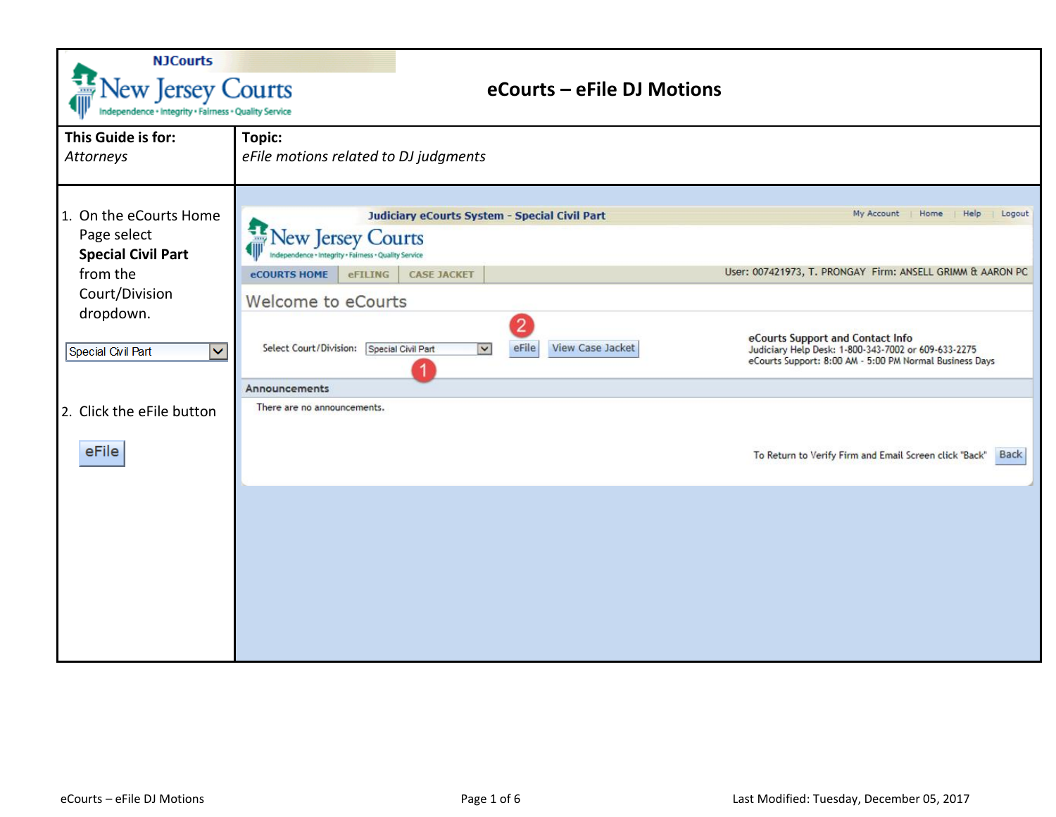# eCourts – eFile DJ Motions

| This Guide is for: | Topic: |
| --- | --- |
| *Attorneys* | *eFile motions related to DJ judgments* |

1. On the eCourts Home Page select **Special Civil Part** from the Court/Division dropdown.

   Special Civil Part

2. Click the eFile button

   eFile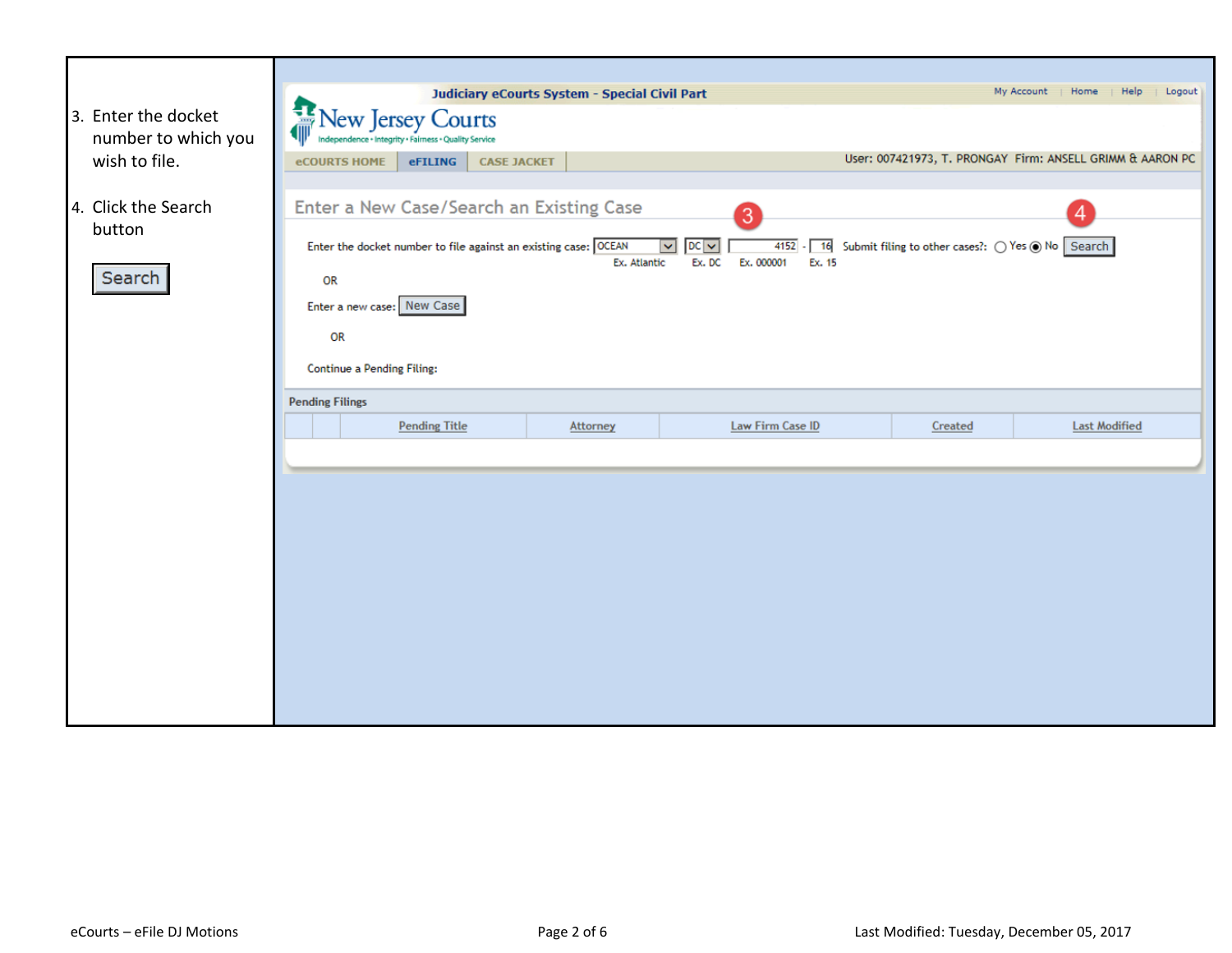3. Enter the docket number to which you wish to file.

4. Click the Search button

Search

Judiciary eCourts System - Special Civil Part

My Account | Home | Help | Logout

New Jersey Courts

Independence • Integrity • Fairness • Quality Service

eCOURTS HOME | eFILING | CASE JACKET

User: 007421973, T. PRONGAY Firm: ANSELL GRIMM & AARON PC

Enter a New Case/Search an Existing Case

3

4

Enter the docket number to file against an existing case: OCEAN DC 4152 - 16 Submit filing to other cases?: Yes No Search

Ex. Atlantic Ex. DC Ex. 000001 Ex. 15

OR

Enter a new case: New Case

OR

Continue a Pending Filing:

Pending Filings

| | | Pending Title | Attorney | Law Firm Case ID | Created | Last Modified |
| --- | --- | --- | --- | --- | --- | --- |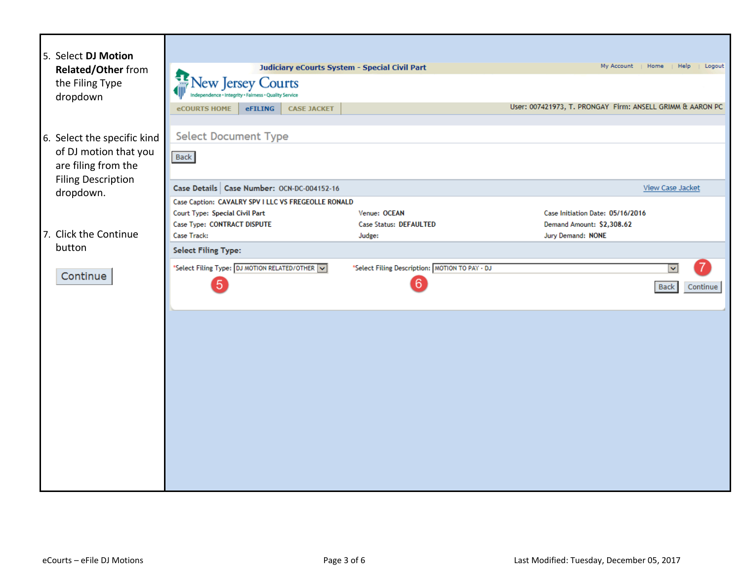5. Select **DJ Motion Related/Other** from the Filing Type dropdown

6. Select the specific kind of DJ motion that you are filing from the Filing Description dropdown.

7. Click the Continue button

   Continue

Judiciary eCourts System - Special Civil Part

My Account | Home | Help | Logout

New Jersey Courts

Independence • Integrity • Fairness • Quality Service

eCOURTS HOME | eFILING | CASE JACKET

User: 007421973, T. PRONGAY Firm: ANSELL GRIMM & AARON PC

Select Document Type

Back

**Case Details** | **Case Number:** OCN-DC-004152-16 | View Case Jacket

Case Caption: CAVALRY SPV I LLC VS FREGEOLLE RONALD

| | | |
|---|---|---|
| Court Type: Special Civil Part | Venue: OCEAN | Case Initiation Date: 05/16/2016 |
| Case Type: CONTRACT DISPUTE | Case Status: DEFAULTED | Demand Amount: $2,308.62 |
| Case Track: | Judge: | Jury Demand: NONE |

**Select Filing Type:**

*Select Filing Type: DJ MOTION RELATED/OTHER (5)

*Select Filing Description: MOTION TO PAY - DJ (6)

(7) Back | Continue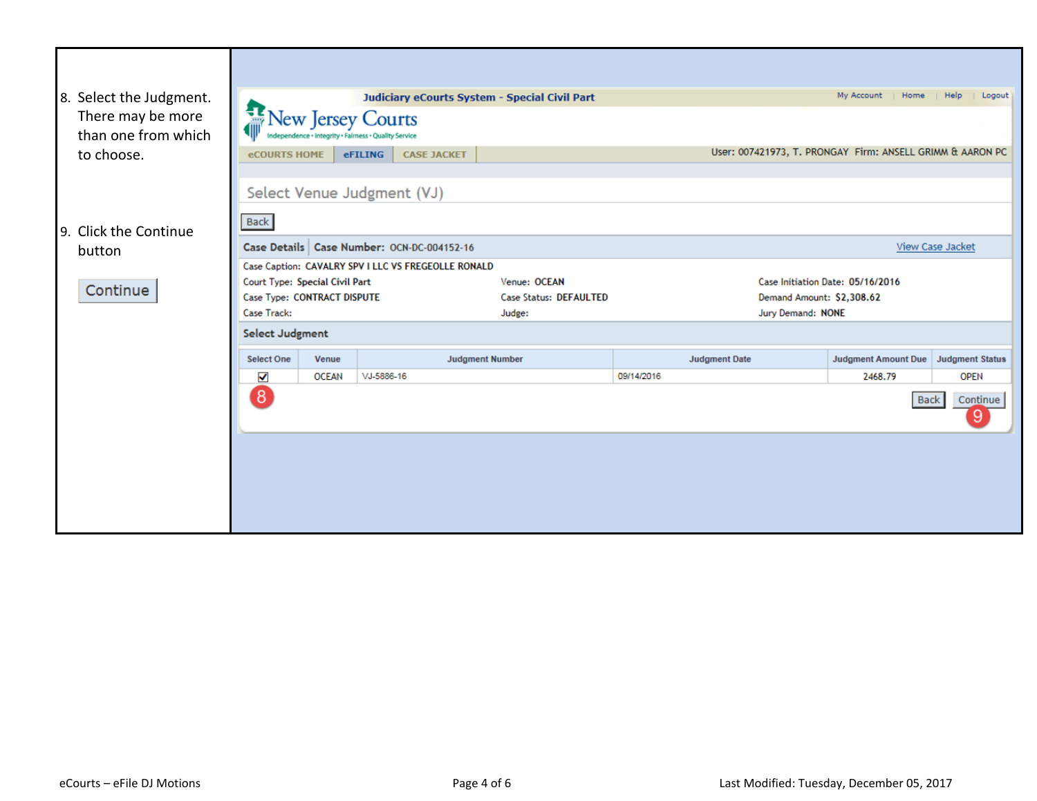8. Select the Judgment. There may be more than one from which to choose.

9. Click the Continue button

   Continue

Judiciary eCourts System - Special Civil Part

My Account | Home | Help | Logout

New Jersey Courts

Independence • Integrity • Fairness • Quality Service

eCOURTS HOME | eFILING | CASE JACKET

User: 007421973, T. PRONGAY Firm: ANSELL GRIMM & AARON PC

## Select Venue Judgment (VJ)

Back

**Case Details** | **Case Number:** OCN-DC-004152-16

View Case Jacket

Case Caption: CAVALRY SPV I LLC VS FREGEOLLE RONALD

| | | |
|---|---|---|
| Court Type: Special Civil Part | Venue: OCEAN | Case Initiation Date: 05/16/2016 |
| Case Type: CONTRACT DISPUTE | Case Status: DEFAULTED | Demand Amount: $2,308.62 |
| Case Track: | Judge: | Jury Demand: NONE |

**Select Judgment**

| Select One | Venue | Judgment Number | Judgment Date | Judgment Amount Due | Judgment Status |
|---|---|---|---|---|---|
| ☑ | OCEAN | VJ-5886-16 | 09/14/2016 | 2468.79 | OPEN |

8

Back | Continue

9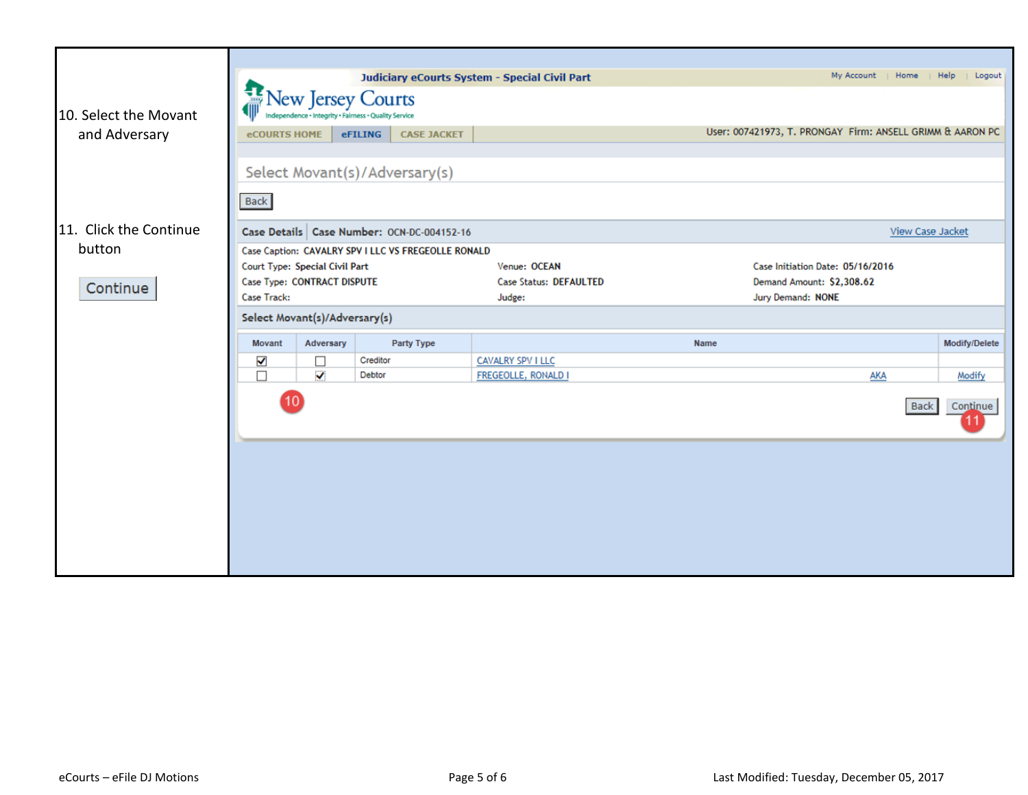10. Select the Movant and Adversary

11. Click the Continue button

Continue

Judiciary eCourts System - Special Civil Part

My Account | Home | Help | Logout

New Jersey Courts

Independence • Integrity • Fairness • Quality Service

eCOURTS HOME | eFILING | CASE JACKET

User: 007421973, T. PRONGAY Firm: ANSELL GRIMM & AARON PC

Select Movant(s)/Adversary(s)

Back

**Case Details** | **Case Number:** OCN-DC-004152-16 — View Case Jacket

Case Caption: CAVALRY SPV I LLC VS FREGEOLLE RONALD

| | | |
|---|---|---|
| Court Type: Special Civil Part | Venue: OCEAN | Case Initiation Date: 05/16/2016 |
| Case Type: CONTRACT DISPUTE | Case Status: DEFAULTED | Demand Amount: $2,308.62 |
| Case Track: | Judge: | Jury Demand: NONE |

**Select Movant(s)/Adversary(s)**

| Movant | Adversary | Party Type | Name | | Modify/Delete |
|---|---|---|---|---|---|
| ☑ | ☐ | Creditor | CAVALRY SPV I LLC | | |
| ☐ | ☑ | Debtor | FREGEOLLE, RONALD I | AKA | Modify |

10

Back | Continue 11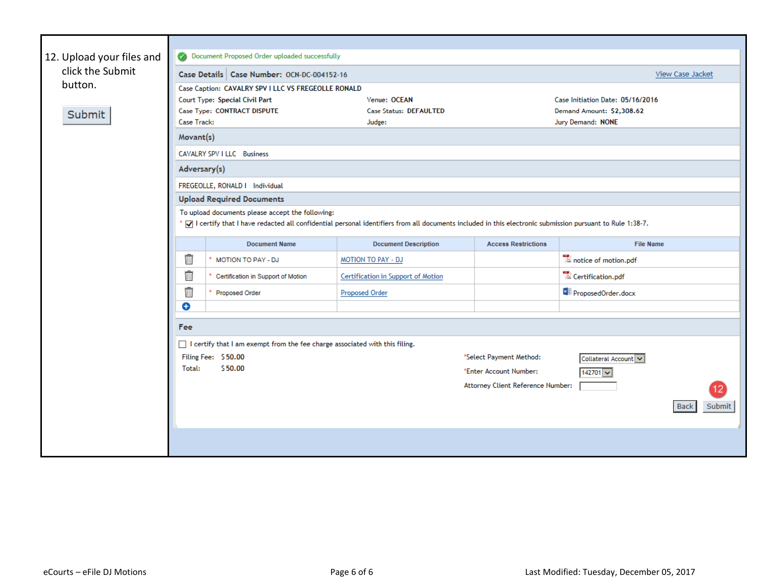12. Upload your files and click the Submit button.

Submit

Document Proposed Order uploaded successfully

**Case Details** | **Case Number:** OCN-DC-004152-16 View Case Jacket

Case Caption: CAVALRY SPV I LLC VS FREGEOLLE RONALD

Court Type: Special Civil Part | Venue: OCEAN | Case Initiation Date: 05/16/2016

Case Type: CONTRACT DISPUTE | Case Status: DEFAULTED | Demand Amount: $2,308.62

Case Track: | Judge: | Jury Demand: NONE

**Movant(s)**

CAVALRY SPV I LLC Business

**Adversary(s)**

FREGEOLLE, RONALD I Individual

**Upload Required Documents**

To upload documents please accept the following:

* ☑ I certify that I have redacted all confidential personal identifiers from all documents included in this electronic submission pursuant to Rule 1:38-7.

| | Document Name | Document Description | Access Restrictions | File Name |
|---|---|---|---|---|
| | * MOTION TO PAY - DJ | MOTION TO PAY - DJ | | notice of motion.pdf |
| | * Certification in Support of Motion | Certification in Support of Motion | | Certification.pdf |
| | * Proposed Order | Proposed Order | | ProposedOrder.docx |

**Fee**

☐ I certify that I am exempt from the fee charge associated with this filing.

Filing Fee: $50.00

Total: $50.00

*Select Payment Method: Collateral Account

*Enter Account Number: 142701

Attorney Client Reference Number:

12

Back | Submit

eCourts – eFile DJ Motions

Last Modified: Tuesday, December 05, 2017